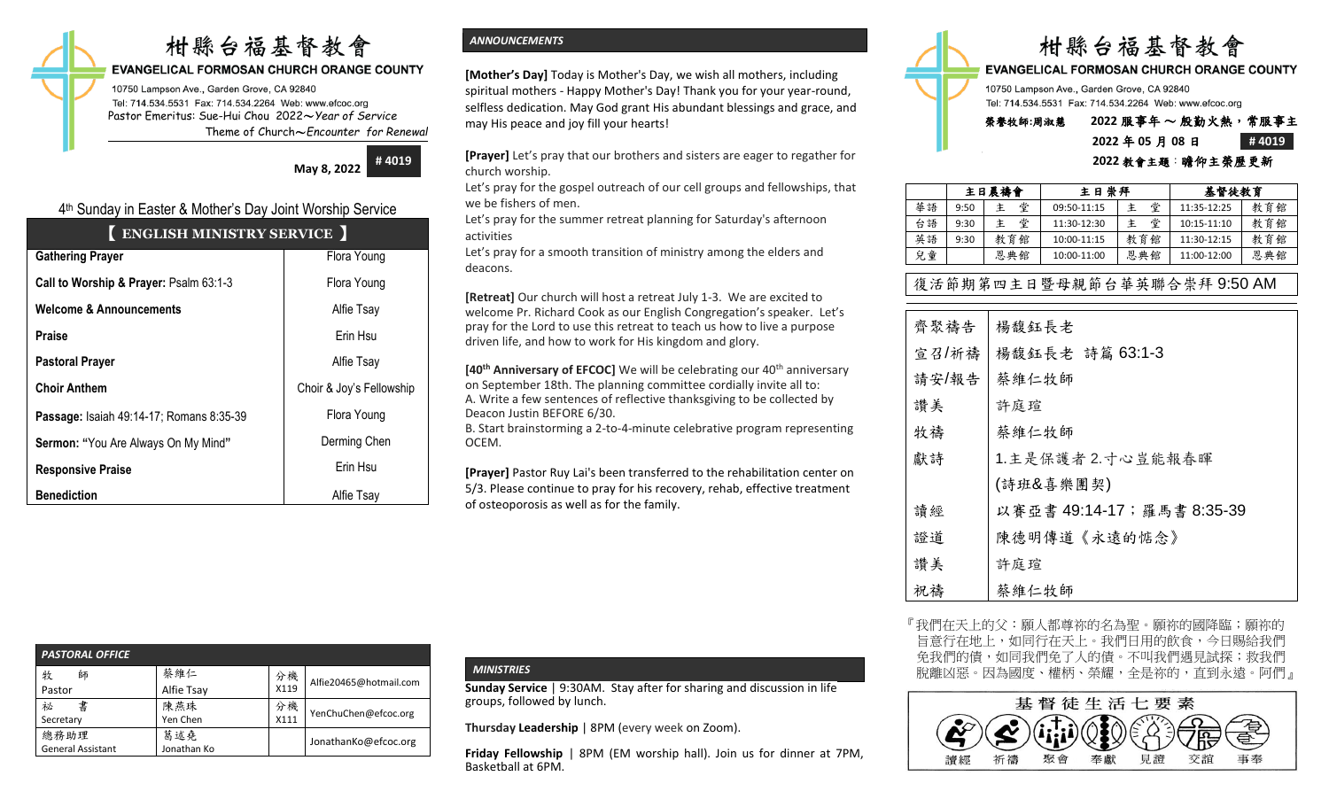# 柑縣台福基督教會

**EVANGELICAL FORMOSAN CHURCH ORANGE COUNTY**

10750 Lampson Ave., Garden Grove, CA 92840
Tel: 714.534.5531 Fax: 714.534.2264 Web: www.efcoc.org
Pastor Emeritus: Sue-Hui Chou 2022～*Year of Service*
Theme of Church～*Encounter for Renewal*

**May 8, 2022** **# 4019**

4th Sunday in Easter & Mother's Day Joint Worship Service

## 【 ENGLISH MINISTRY SERVICE 】

| | |
|---|---|
| **Gathering Prayer** | Flora Young |
| **Call to Worship & Prayer:** Psalm 63:1-3 | Flora Young |
| **Welcome & Announcements** | Alfie Tsay |
| **Praise** | Erin Hsu |
| **Pastoral Prayer** | Alfie Tsay |
| **Choir Anthem** | Choir & Joy's Fellowship |
| **Passage:** Isaiah 49:14-17; Romans 8:35-39 | Flora Young |
| **Sermon:** "You Are Always On My Mind" | Derming Chen |
| **Responsive Praise** | Erin Hsu |
| **Benediction** | Alfie Tsay |

### *PASTORAL OFFICE*

| | | | |
|---|---|---|---|
| 牧 師<br>Pastor | 蔡維仁<br>Alfie Tsay | 分機<br>X119 | Alfie20465@hotmail.com |
| 祕 書<br>Secretary | 陳燕珠<br>Yen Chen | 分機<br>X111 | YenChuChen@efcoc.org |
| 總務助理<br>General Assistant | 葛述堯<br>Jonathan Ko | | JonathanKo@efcoc.org |

### *ANNOUNCEMENTS*

**[Mother's Day]** Today is Mother's Day, we wish all mothers, including spiritual mothers - Happy Mother's Day! Thank you for your year-round, selfless dedication. May God grant His abundant blessings and grace, and may His peace and joy fill your hearts!

**[Prayer]** Let's pray that our brothers and sisters are eager to regather for church worship.
Let's pray for the gospel outreach of our cell groups and fellowships, that we be fishers of men.
Let's pray for the summer retreat planning for Saturday's afternoon activities
Let's pray for a smooth transition of ministry among the elders and deacons.

**[Retreat]** Our church will host a retreat July 1-3. We are excited to welcome Pr. Richard Cook as our English Congregation's speaker. Let's pray for the Lord to use this retreat to teach us how to live a purpose driven life, and how to work for His kingdom and glory.

**[40th Anniversary of EFCOC]** We will be celebrating our 40th anniversary on September 18th. The planning committee cordially invite all to:
A. Write a few sentences of reflective thanksgiving to be collected by Deacon Justin BEFORE 6/30.
B. Start brainstorming a 2-to-4-minute celebrative program representing OCEM.

**[Prayer]** Pastor Ruy Lai's been transferred to the rehabilitation center on 5/3. Please continue to pray for his recovery, rehab, effective treatment of osteoporosis as well as for the family.

### *MINISTRIES*

**Sunday Service** | 9:30AM. Stay after for sharing and discussion in life groups, followed by lunch.

**Thursday Leadership** | 8PM (every week on Zoom).

**Friday Fellowship** | 8PM (EM worship hall). Join us for dinner at 7PM, Basketball at 6PM.

# 柑縣台福基督教會

**EVANGELICAL FORMOSAN CHURCH ORANGE COUNTY**

10750 Lampson Ave., Garden Grove, CA 92840
Tel: 714.534.5531 Fax: 714.534.2264 Web: www.efcoc.org

**榮譽牧師:周淑慧** **2022 服事年 ～ 殷勤火熱，常服事主**

**2022 年 05 月 08 日** **# 4019**

**2022 教會主題：瞻仰主榮歷更新**

| | 主日晨禱會 | | 主日崇拜 | | 基督徒教育 | |
|---|---|---|---|---|---|---|
| 華語 | 9:50 | 主 堂 | 09:50-11:15 | 主 堂 | 11:35-12:25 | 教育館 |
| 台語 | 9:30 | 主 堂 | 11:30-12:30 | 主 堂 | 10:15-11:10 | 教育館 |
| 英語 | 9:30 | 教育館 | 10:00-11:15 | 教育館 | 11:30-12:15 | 教育館 |
| 兒童 | | 恩典館 | 10:00-11:00 | 恩典館 | 11:00-12:00 | 恩典館 |

## 復活節期第四主日暨母親節台華英聯合崇拜 9:50 AM

| | |
|---|---|
| 齊聚禱告 | 楊馥鈺長老 |
| 宣召/祈禱 | 楊馥鈺長老 詩篇 63:1-3 |
| 請安/報告 | 蔡維仁牧師 |
| 讚美 | 許庭瑄 |
| 牧禱 | 蔡維仁牧師 |
| 獻詩 | 1.主是保護者 2.寸心豈能報春暉<br>(詩班&喜樂團契) |
| 讀經 | 以賽亞書 49:14-17；羅馬書 8:35-39 |
| 證道 | 陳德明傳道《永遠的惦念》 |
| 讚美 | 許庭瑄 |
| 祝禱 | 蔡維仁牧師 |

『我們在天上的父：願人都尊祢的名為聖。願祢的國降臨；願祢的旨意行在地上，如同行在天上。我們日用的飲食，今日賜給我們。免我們的債，如同我們免了人的債。不叫我們遇見試探；救我們脫離凶惡。因為國度、權柄、榮耀，全是祢的，直到永遠。阿們』

**基督徒生活七要素**

讀經 祈禱 聚會 奉獻 見證 交誼 事奉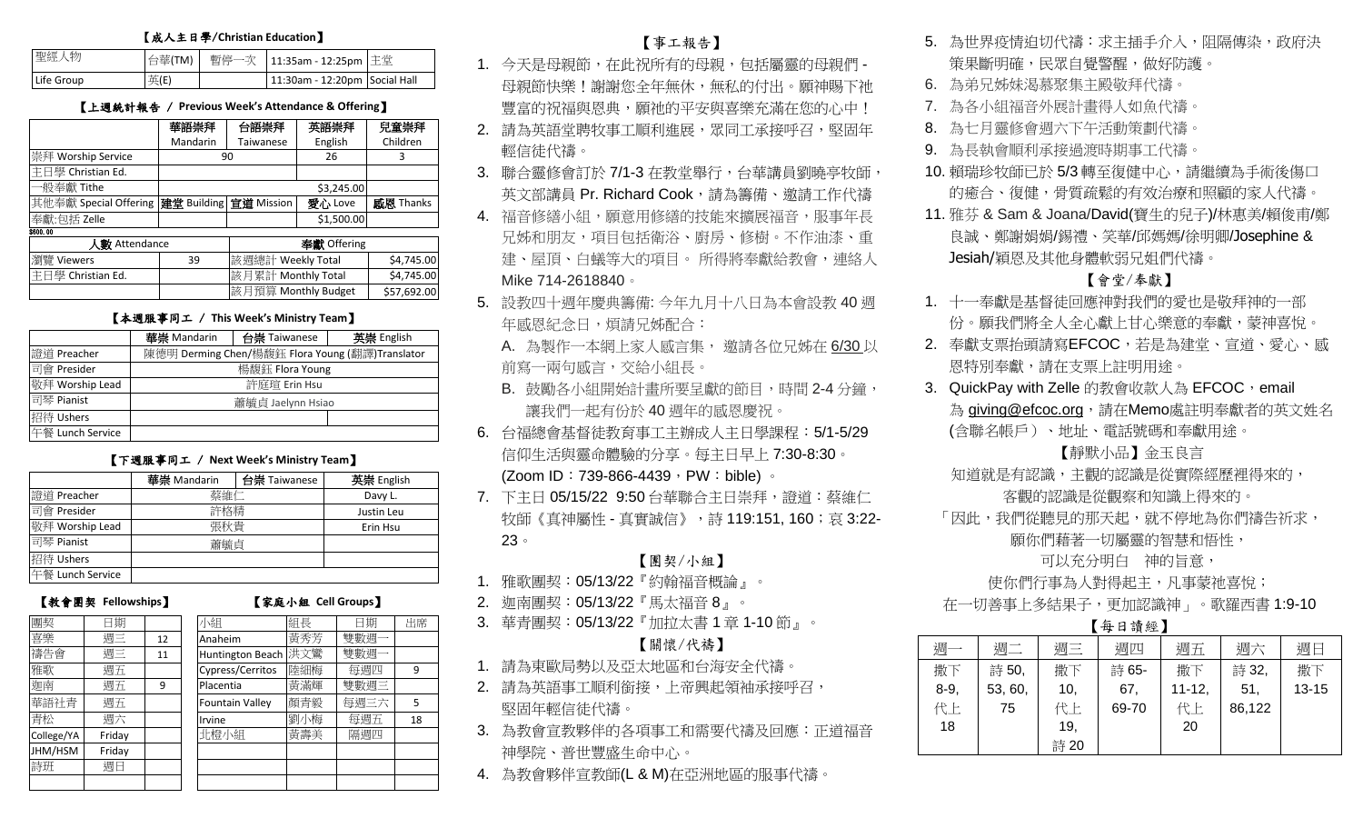## 【成人主日學/Christian Education】

| | | | | |
|---|---|---|---|---|
| 聖經人物 | 台華(TM) | 暫停一次 | 11:35am - 12:25pm | 主堂 |
| Life Group | 英(E) | | 11:30am - 12:20pm | Social Hall |

## 【上週統計報告 / Previous Week's Attendance & Offering】

| | 華語崇拜 Mandarin | 台語崇拜 Taiwanese | 英語崇拜 English | 兒童崇拜 Children |
|---|---|---|---|---|
| 崇拜 Worship Service | 90 | | 26 | 3 |
| 主日學 Christian Ed. | | | | |
| 一般奉獻 Tithe | | | $3,245.00 | |
| 其他奉獻 Special Offering | 建堂 Building | 宣道 Mission | 愛心 Love | 感恩 Thanks |
| 奉獻:包括 Zelle | | | $1,500.00 | |
| $600.00 | | | | |

| 人數 Attendance | | 奉獻 Offering | |
|---|---|---|---|
| 瀏覽 Viewers | 39 | 該週總計 Weekly Total | $4,745.00 |
| 主日學 Christian Ed. | | 該月累計 Monthly Total | $4,745.00 |
| | | 該月預算 Monthly Budget | $57,692.00 |

## 【本週服事同工 / This Week's Ministry Team】

| | 華崇 Mandarin | 台崇 Taiwanese | 英崇 English |
|---|---|---|---|
| 證道 Preacher | 陳德明 Derming Chen/楊馥鈺 Flora Young (翻譯)Translator | | |
| 司會 Presider | 楊馥鈺 Flora Young | | |
| 敬拜 Worship Lead | 許庭瑄 Erin Hsu | | |
| 司琴 Pianist | 蕭毓貞 Jaelynn Hsiao | | |
| 招待 Ushers | | | |
| 午餐 Lunch Service | | | |

## 【下週服事同工 / Next Week's Ministry Team】

| | 華崇 Mandarin | 台崇 Taiwanese | 英崇 English |
|---|---|---|---|
| 證道 Preacher | 蔡維仁 | | Davy L. |
| 司會 Presider | 許格楕 | | Justin Leu |
| 敬拜 Worship Lead | 張秋貴 | | Erin Hsu |
| 司琴 Pianist | 蕭毓貞 | | |
| 招待 Ushers | | | |
| 午餐 Lunch Service | | | |

## 【教會團契 Fellowships】

| 團契 | 日期 | 出席 |
|---|---|---|
| 喜樂 | 週三 | 12 |
| 禱告會 | 週三 | 11 |
| 雅歌 | 週五 | |
| 迦南 | 週五 | 9 |
| 華語社青 | 週五 | |
| 青松 | 週六 | |
| College/YA | Friday | |
| JHM/HSM | Friday | |
| 詩班 | 週日 | |
| | | |

## 【家庭小組 Cell Groups】

| 小組 | 組長 | 日期 | 出席 |
|---|---|---|---|
| Anaheim | 黃秀芳 | 雙數週一 | |
| Huntington Beach | 洪文鸞 | 雙數週一 | |
| Cypress/Cerritos | 陸細梅 | 每週四 | 9 |
| Placentia | 黃滿輝 | 雙數週三 | |
| Fountain Valley | 顏青毅 | 每週三六 | 5 |
| Irvine | 劉小梅 | 每週五 | 18 |
| 北橙小組 | 黃壽美 | 隔週四 | |
| | | | |
| | | | |

## 【事工報告】

1. 今天是母親節，在此祝所有的母親，包括屬靈的母親們 - 母親節快樂！謝謝您全年無休，無私的付出。願神賜下祂豐富的祝福與恩典，願祂的平安與喜樂充滿在您的心中！
2. 請為英語堂聘牧事工順利進展，眾同工承接呼召，堅固年輕信徒代禱。
3. 聯合靈修會訂於 7/1-3 在教堂舉行，台華講員劉曉亭牧師，英文部講員 Pr. Richard Cook，請為籌備、邀請工作代禱
4. 福音修繕小組，願意用修繕的技能來擴展福音，服事年長兄姊和朋友，項目包括衛浴、廚房、修樹。不作油漆、重建、屋頂、白蟻等大的項目。 所得將奉獻給教會，連絡人 Mike 714-2618840。
5. 設教四十週年慶典籌備: 今年九月十八日為本會設教 40 週年感恩紀念日，煩請兄姊配合：
   A. 為製作一本網上家人感言集， 邀請各位兄姊在 6/30 以前寫一兩句感言，交給小組長。
   B. 鼓勵各小組開始計畫所要呈獻的節目，時間 2-4 分鐘，讓我們一起有份於 40 週年的感恩慶祝。
6. 台福總會基督徒教育事工主辦成人主日學課程：5/1-5/29 信仰生活與靈命體驗的分享。每主日早上 7:30-8:30。(Zoom ID：739-866-4439，PW：bible) 。
7. 下主日 05/15/22 9:50 台華聯合主日崇拜，證道：蔡維仁牧師《真神屬性 - 真實誠信》，詩 119:151, 160；哀 3:22-23。

## 【團契/小組】

1. 雅歌團契：05/13/22『約翰福音概論』。
2. 迦南團契：05/13/22『馬太福音 8』。
3. 華青團契：05/13/22『加拉太書 1 章 1-10 節』。

## 【關懷/代禱】

1. 請為東歐局勢以及亞太地區和台海安全代禱。
2. 請為英語事工順利銜接，上帝興起領袖承接呼召，堅固年輕信徒代禱。
3. 為教會宣教夥伴的各項事工和需要代禱及回應：正道福音神學院、普世豐盛生命中心。
4. 為教會夥伴宣教師(L & M)在亞洲地區的服事代禱。
5. 為世界疫情迫切代禱：求主握手介入，阻隔傳染，政府決策果斷明確，民眾自覺警醒，做好防護。
6. 為弟兄姊妹渴慕聚集主殿敬拜代禱。
7. 為各小組福音外展計畫得人如魚代禱。
8. 為七月靈修會週六下午活動策劃代禱。
9. 為長執會順利承接過渡時期事工代禱。
10. 賴瑞珍牧師已於 5/3 轉至復健中心，請繼續為手術後傷口的癒合、復健，骨質疏鬆的有效治療和照顧的家人代禱。
11. 雅芬 & Sam & Joana/David(寶生的兒子)/林惠美/賴俊甫/鄭良誠、鄭謝娟娟/錫禮、笑華/邱媽媽/徐明卿/Josephine & Jesiah/穎恩及其他身體軟弱兄姐們代禱。

## 【會堂/奉獻】

1. 十一奉獻是基督徒回應神對我們的愛也是敬拜神的一部份。願我們將全人全心獻上甘心樂意的奉獻，蒙神喜悅。
2. 奉獻支票抬頭請寫EFCOC，若是為建堂、宣道、愛心、感恩特別奉獻，請在支票上註明用途。
3. QuickPay with Zelle 的教會收款人為 EFCOC，email 為 giving@efcoc.org，請在Memo處註明奉獻者的英文姓名(含聯名帳戶）、地址、電話號碼和奉獻用途。

## 【靜默小品】金玉良言

知道就是有認識，主觀的認識是從實際經歷裡得來的，
客觀的認識是從觀察和知識上得來的。
「因此，我們從聽見的那天起，就不停地為你們禱告祈求，
願你們藉著一切屬靈的智慧和悟性，
可以充分明白 神的旨意，
使你們行事為人對得起主，凡事蒙祂喜悅；
在一切善事上多結果子，更加認識神」。歌羅西書 1:9-10

## 【每日讀經】

| 週一 | 週二 | 週三 | 週四 | 週五 | 週六 | 週日 |
|---|---|---|---|---|---|---|
| 撒下 8-9, 代上 18 | 詩 50, 53, 60, 75 | 撒下 10, 代上 19, 詩 20 | 詩 65-67, 69-70 | 撒下 11-12, 代上 20 | 詩 32, 51, 86,122 | 撒下 13-15 |